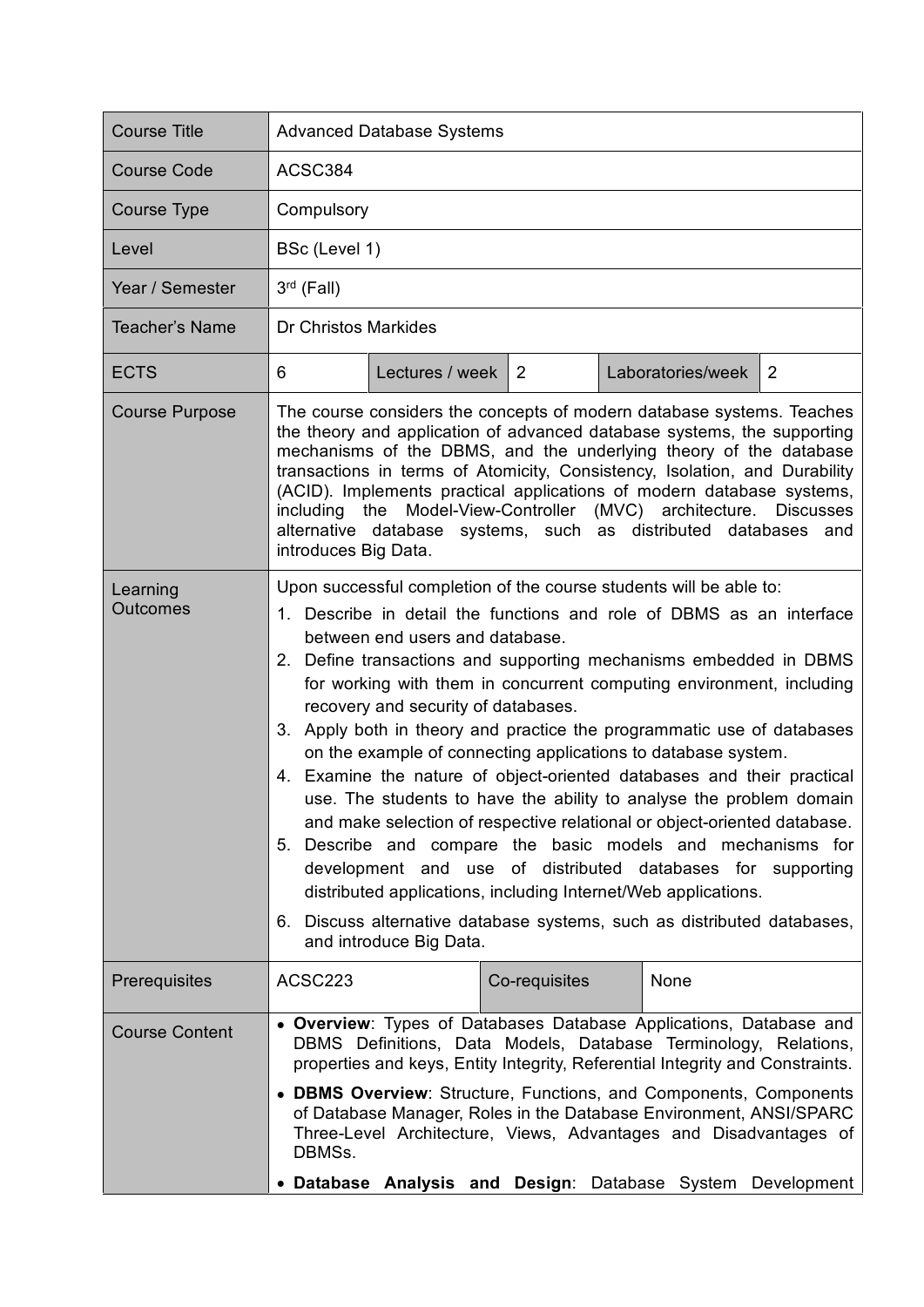| Course Title | Advanced Database Systems | | | | |
|---|---|---|---|---|---|
| Course Code | ACSC384 | | | | |
| Course Type | Compulsory | | | | |
| Level | BSc (Level 1) | | | | |
| Year / Semester | 3rd (Fall) | | | | |
| Teacher's Name | Dr Christos Markides | | | | |
| ECTS | 6 | Lectures / week | 2 | Laboratories/week | 2 |
| Course Purpose | The course considers the concepts of modern database systems. Teaches the theory and application of advanced database systems, the supporting mechanisms of the DBMS, and the underlying theory of the database transactions in terms of Atomicity, Consistency, Isolation, and Durability (ACID). Implements practical applications of modern database systems, including the Model-View-Controller (MVC) architecture. Discusses alternative database systems, such as distributed databases and introduces Big Data. | | | | |
| Learning Outcomes | Upon successful completion of the course students will be able to:<br>1. Describe in detail the functions and role of DBMS as an interface between end users and database.<br>2. Define transactions and supporting mechanisms embedded in DBMS for working with them in concurrent computing environment, including recovery and security of databases.<br>3. Apply both in theory and practice the programmatic use of databases on the example of connecting applications to database system.<br>4. Examine the nature of object-oriented databases and their practical use. The students to have the ability to analyse the problem domain and make selection of respective relational or object-oriented database.<br>5. Describe and compare the basic models and mechanisms for development and use of distributed databases for supporting distributed applications, including Internet/Web applications.<br>6. Discuss alternative database systems, such as distributed databases, and introduce Big Data. | | | | |
| Prerequisites | ACSC223 | | Co-requisites | None | |
| Course Content | • **Overview**: Types of Databases Database Applications, Database and DBMS Definitions, Data Models, Database Terminology, Relations, properties and keys, Entity Integrity, Referential Integrity and Constraints.<br>• **DBMS Overview**: Structure, Functions, and Components, Components of Database Manager, Roles in the Database Environment, ANSI/SPARC Three-Level Architecture, Views, Advantages and Disadvantages of DBMSs.<br>• **Database Analysis and Design**: Database System Development | | | | |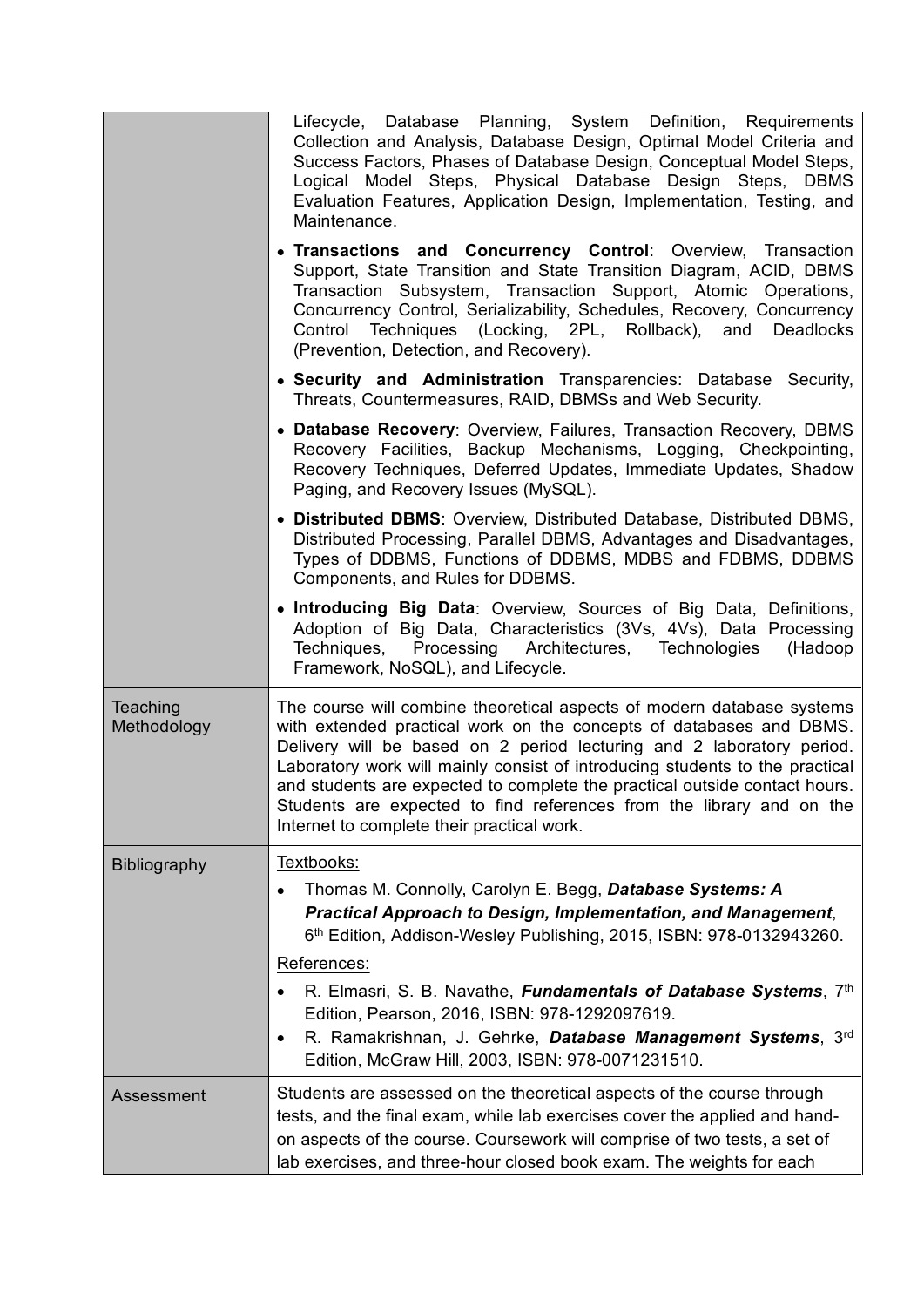| | |
|---|---|
| | Lifecycle, Database Planning, System Definition, Requirements Collection and Analysis, Database Design, Optimal Model Criteria and Success Factors, Phases of Database Design, Conceptual Model Steps, Logical Model Steps, Physical Database Design Steps, DBMS Evaluation Features, Application Design, Implementation, Testing, and Maintenance.<br>• **Transactions and Concurrency Control**: Overview, Transaction Support, State Transition and State Transition Diagram, ACID, DBMS Transaction Subsystem, Transaction Support, Atomic Operations, Concurrency Control, Serializability, Schedules, Recovery, Concurrency Control Techniques (Locking, 2PL, Rollback), and Deadlocks (Prevention, Detection, and Recovery).<br>• **Security and Administration** Transparencies: Database Security, Threats, Countermeasures, RAID, DBMSs and Web Security.<br>• **Database Recovery**: Overview, Failures, Transaction Recovery, DBMS Recovery Facilities, Backup Mechanisms, Logging, Checkpointing, Recovery Techniques, Deferred Updates, Immediate Updates, Shadow Paging, and Recovery Issues (MySQL).<br>• **Distributed DBMS**: Overview, Distributed Database, Distributed DBMS, Distributed Processing, Parallel DBMS, Advantages and Disadvantages, Types of DDBMS, Functions of DDBMS, MDBS and FDBMS, DDBMS Components, and Rules for DDBMS.<br>• **Introducing Big Data**: Overview, Sources of Big Data, Definitions, Adoption of Big Data, Characteristics (3Vs, 4Vs), Data Processing Techniques, Processing Architectures, Technologies (Hadoop Framework, NoSQL), and Lifecycle. |
| Teaching Methodology | The course will combine theoretical aspects of modern database systems with extended practical work on the concepts of databases and DBMS. Delivery will be based on 2 period lecturing and 2 laboratory period. Laboratory work will mainly consist of introducing students to the practical and students are expected to complete the practical outside contact hours. Students are expected to find references from the library and on the Internet to complete their practical work. |
| Bibliography | Textbooks:<br>• Thomas M. Connolly, Carolyn E. Begg, ***Database Systems: A Practical Approach to Design, Implementation, and Management***, 6th Edition, Addison-Wesley Publishing, 2015, ISBN: 978-0132943260.<br>References:<br>• R. Elmasri, S. B. Navathe, ***Fundamentals of Database Systems***, 7th Edition, Pearson, 2016, ISBN: 978-1292097619.<br>• R. Ramakrishnan, J. Gehrke, ***Database Management Systems***, 3rd Edition, McGraw Hill, 2003, ISBN: 978-0071231510. |
| Assessment | Students are assessed on the theoretical aspects of the course through tests, and the final exam, while lab exercises cover the applied and hand-on aspects of the course. Coursework will comprise of two tests, a set of lab exercises, and three-hour closed book exam. The weights for each |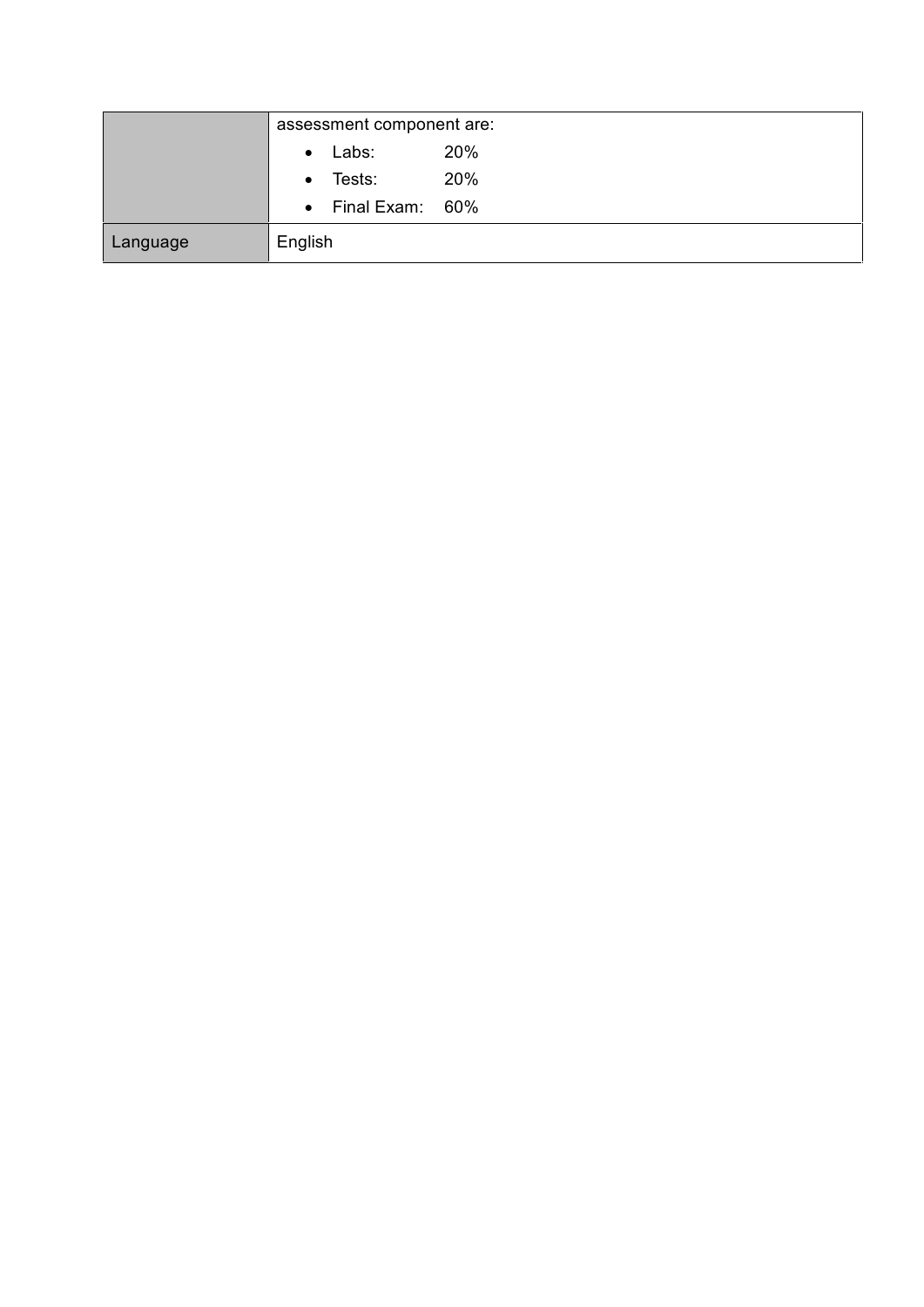| | |
|---|---|
| | assessment component are:<br>• Labs: 20%<br>• Tests: 20%<br>• Final Exam: 60% |
| Language | English |